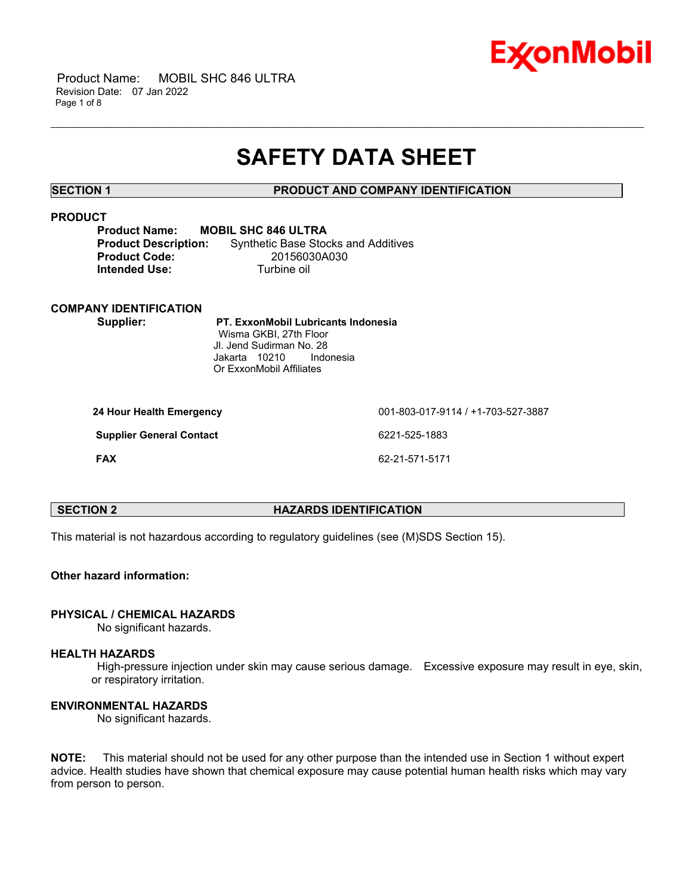# SAFETY DATA SHEET

## SECTION 1 PRODUCT AND COMPANY IDENTIFICATION

### PRODUCT

**Product Name:** **MOBIL SHC 846 ULTRA**
**Product Description:** Synthetic Base Stocks and Additives
**Product Code:** 20156030A030
**Intended Use:** Turbine oil

### COMPANY IDENTIFICATION

**Supplier:** **PT. ExxonMobil Lubricants Indonesia**
Wisma GKBI, 27th Floor
Jl. Jend Sudirman No. 28
Jakarta 10210 Indonesia
Or ExxonMobil Affiliates

| | |
|---|---|
| **24 Hour Health Emergency** | 001-803-017-9114 / +1-703-527-3887 |
| **Supplier General Contact** | 6221-525-1883 |
| **FAX** | 62-21-571-5171 |

## SECTION 2 HAZARDS IDENTIFICATION

This material is not hazardous according to regulatory guidelines (see (M)SDS Section 15).

**Other hazard information:**

### PHYSICAL / CHEMICAL HAZARDS

No significant hazards.

### HEALTH HAZARDS

High-pressure injection under skin may cause serious damage. Excessive exposure may result in eye, skin, or respiratory irritation.

### ENVIRONMENTAL HAZARDS

No significant hazards.

**NOTE:** This material should not be used for any other purpose than the intended use in Section 1 without expert advice. Health studies have shown that chemical exposure may cause potential human health risks which may vary from person to person.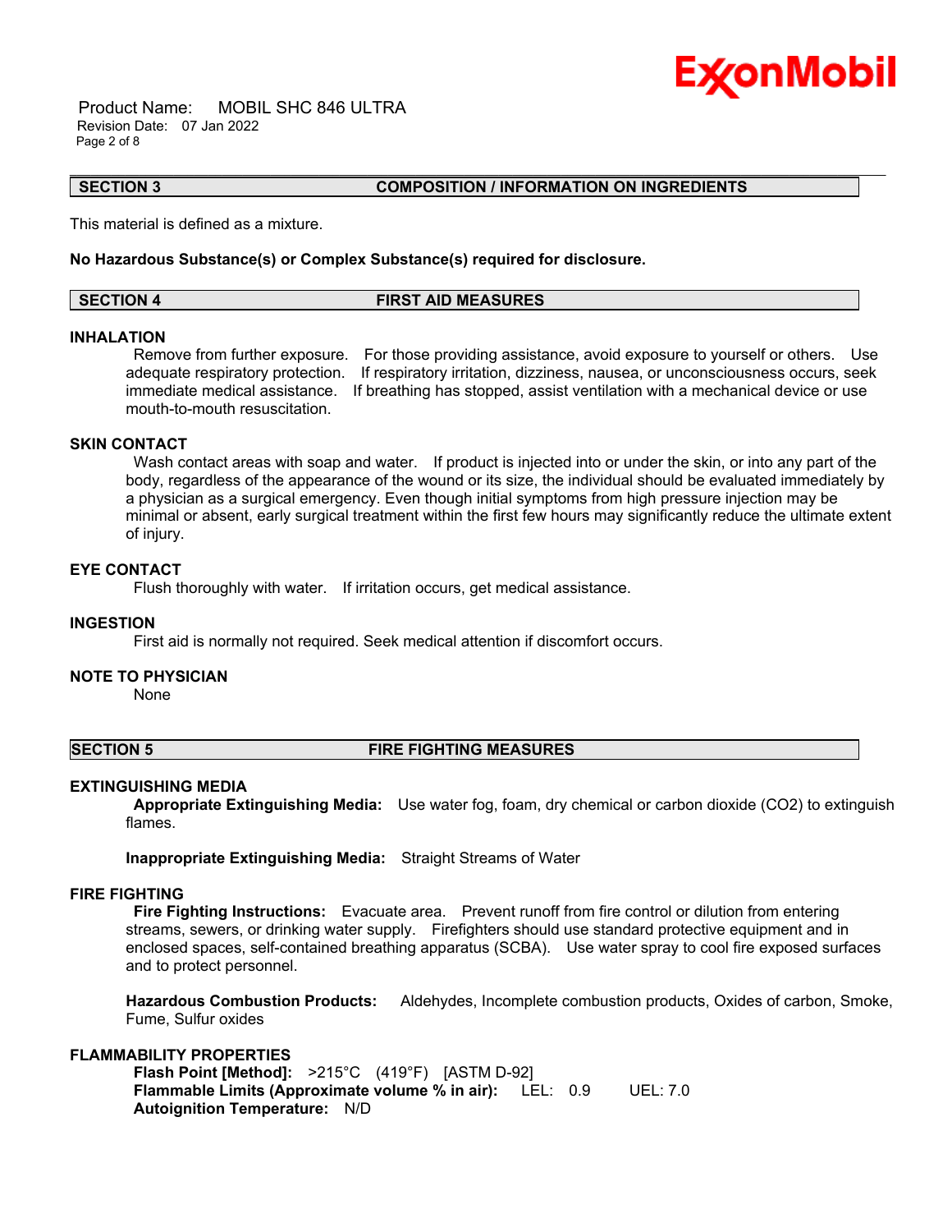## SECTION 3 COMPOSITION / INFORMATION ON INGREDIENTS

This material is defined as a mixture.

**No Hazardous Substance(s) or Complex Substance(s) required for disclosure.**

## SECTION 4 FIRST AID MEASURES

### INHALATION

Remove from further exposure. For those providing assistance, avoid exposure to yourself or others. Use adequate respiratory protection. If respiratory irritation, dizziness, nausea, or unconsciousness occurs, seek immediate medical assistance. If breathing has stopped, assist ventilation with a mechanical device or use mouth-to-mouth resuscitation.

### SKIN CONTACT

Wash contact areas with soap and water. If product is injected into or under the skin, or into any part of the body, regardless of the appearance of the wound or its size, the individual should be evaluated immediately by a physician as a surgical emergency. Even though initial symptoms from high pressure injection may be minimal or absent, early surgical treatment within the first few hours may significantly reduce the ultimate extent of injury.

### EYE CONTACT

Flush thoroughly with water. If irritation occurs, get medical assistance.

### INGESTION

First aid is normally not required. Seek medical attention if discomfort occurs.

### NOTE TO PHYSICIAN

None

## SECTION 5 FIRE FIGHTING MEASURES

### EXTINGUISHING MEDIA

**Appropriate Extinguishing Media:** Use water fog, foam, dry chemical or carbon dioxide ($CO_2$) to extinguish flames.

**Inappropriate Extinguishing Media:** Straight Streams of Water

### FIRE FIGHTING

**Fire Fighting Instructions:** Evacuate area. Prevent runoff from fire control or dilution from entering streams, sewers, or drinking water supply. Firefighters should use standard protective equipment and in enclosed spaces, self-contained breathing apparatus (SCBA). Use water spray to cool fire exposed surfaces and to protect personnel.

**Hazardous Combustion Products:** Aldehydes, Incomplete combustion products, Oxides of carbon, Smoke, Fume, Sulfur oxides

### FLAMMABILITY PROPERTIES

**Flash Point [Method]:** >215°C (419°F) [ASTM D-92]
**Flammable Limits (Approximate volume % in air):** LEL: 0.9 UEL: 7.0
**Autoignition Temperature:** N/D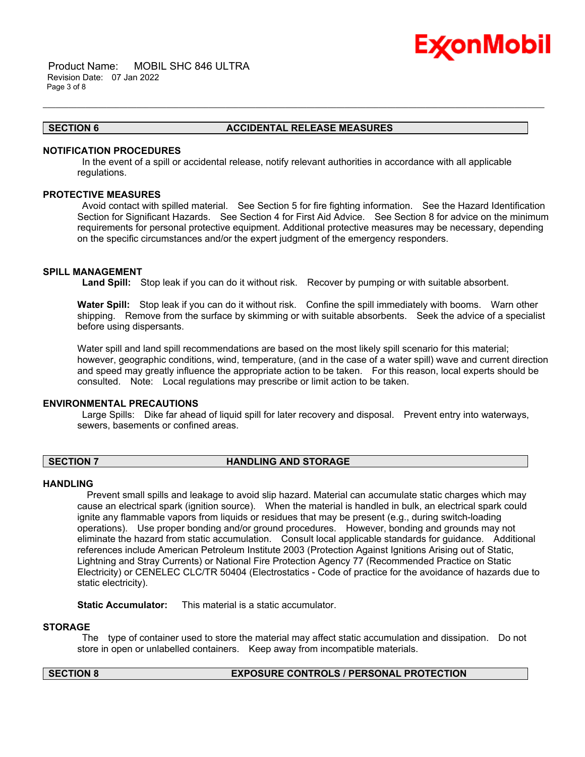## SECTION 6 ACCIDENTAL RELEASE MEASURES

### NOTIFICATION PROCEDURES

In the event of a spill or accidental release, notify relevant authorities in accordance with all applicable regulations.

### PROTECTIVE MEASURES

Avoid contact with spilled material. See Section 5 for fire fighting information. See the Hazard Identification Section for Significant Hazards. See Section 4 for First Aid Advice. See Section 8 for advice on the minimum requirements for personal protective equipment. Additional protective measures may be necessary, depending on the specific circumstances and/or the expert judgment of the emergency responders.

### SPILL MANAGEMENT

**Land Spill:** Stop leak if you can do it without risk. Recover by pumping or with suitable absorbent.

**Water Spill:** Stop leak if you can do it without risk. Confine the spill immediately with booms. Warn other shipping. Remove from the surface by skimming or with suitable absorbents. Seek the advice of a specialist before using dispersants.

Water spill and land spill recommendations are based on the most likely spill scenario for this material; however, geographic conditions, wind, temperature, (and in the case of a water spill) wave and current direction and speed may greatly influence the appropriate action to be taken. For this reason, local experts should be consulted. Note: Local regulations may prescribe or limit action to be taken.

### ENVIRONMENTAL PRECAUTIONS

Large Spills: Dike far ahead of liquid spill for later recovery and disposal. Prevent entry into waterways, sewers, basements or confined areas.

## SECTION 7 HANDLING AND STORAGE

### HANDLING

Prevent small spills and leakage to avoid slip hazard. Material can accumulate static charges which may cause an electrical spark (ignition source). When the material is handled in bulk, an electrical spark could ignite any flammable vapors from liquids or residues that may be present (e.g., during switch-loading operations). Use proper bonding and/or ground procedures. However, bonding and grounds may not eliminate the hazard from static accumulation. Consult local applicable standards for guidance. Additional references include American Petroleum Institute 2003 (Protection Against Ignitions Arising out of Static, Lightning and Stray Currents) or National Fire Protection Agency 77 (Recommended Practice on Static Electricity) or CENELEC CLC/TR 50404 (Electrostatics - Code of practice for the avoidance of hazards due to static electricity).

**Static Accumulator:** This material is a static accumulator.

### STORAGE

The type of container used to store the material may affect static accumulation and dissipation. Do not store in open or unlabelled containers. Keep away from incompatible materials.

## SECTION 8 EXPOSURE CONTROLS / PERSONAL PROTECTION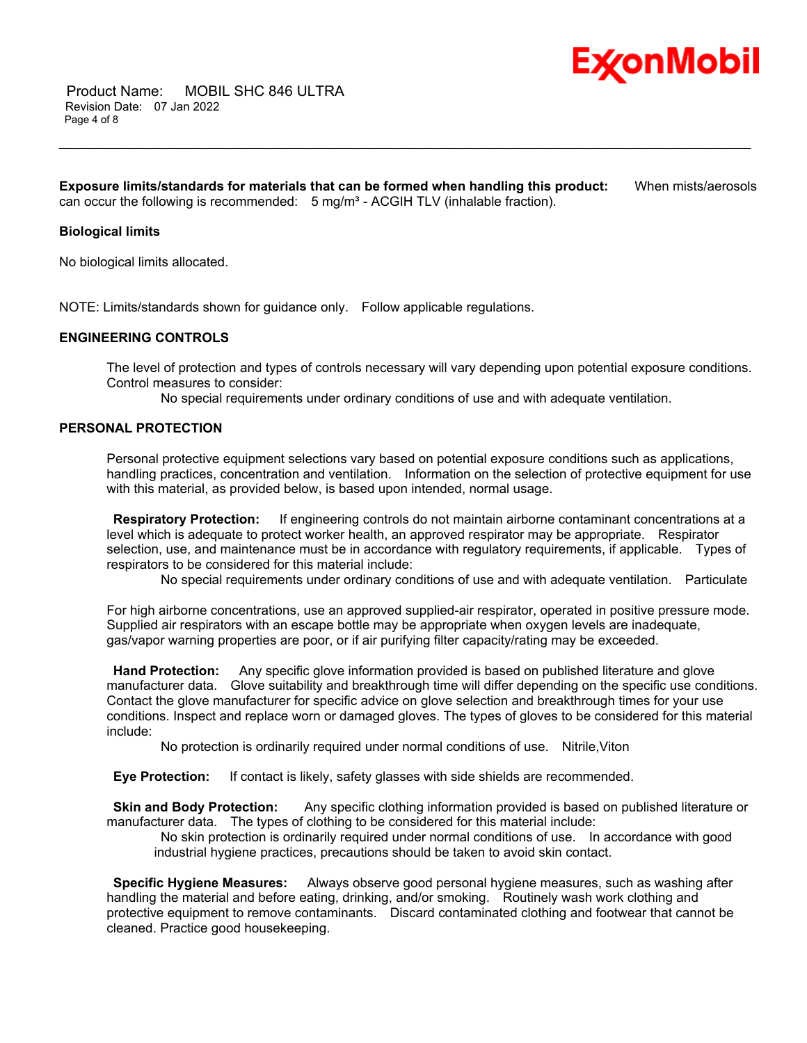**Exposure limits/standards for materials that can be formed when handling this product:** When mists/aerosols can occur the following is recommended: 5 mg/m³ - ACGIH TLV (inhalable fraction).

**Biological limits**

No biological limits allocated.

NOTE: Limits/standards shown for guidance only. Follow applicable regulations.

**ENGINEERING CONTROLS**

The level of protection and types of controls necessary will vary depending upon potential exposure conditions. Control measures to consider:

No special requirements under ordinary conditions of use and with adequate ventilation.

**PERSONAL PROTECTION**

Personal protective equipment selections vary based on potential exposure conditions such as applications, handling practices, concentration and ventilation. Information on the selection of protective equipment for use with this material, as provided below, is based upon intended, normal usage.

**Respiratory Protection:** If engineering controls do not maintain airborne contaminant concentrations at a level which is adequate to protect worker health, an approved respirator may be appropriate. Respirator selection, use, and maintenance must be in accordance with regulatory requirements, if applicable. Types of respirators to be considered for this material include:

No special requirements under ordinary conditions of use and with adequate ventilation. Particulate

For high airborne concentrations, use an approved supplied-air respirator, operated in positive pressure mode. Supplied air respirators with an escape bottle may be appropriate when oxygen levels are inadequate, gas/vapor warning properties are poor, or if air purifying filter capacity/rating may be exceeded.

**Hand Protection:** Any specific glove information provided is based on published literature and glove manufacturer data. Glove suitability and breakthrough time will differ depending on the specific use conditions. Contact the glove manufacturer for specific advice on glove selection and breakthrough times for your use conditions. Inspect and replace worn or damaged gloves. The types of gloves to be considered for this material include:

No protection is ordinarily required under normal conditions of use. Nitrile,Viton

**Eye Protection:** If contact is likely, safety glasses with side shields are recommended.

**Skin and Body Protection:** Any specific clothing information provided is based on published literature or manufacturer data. The types of clothing to be considered for this material include:

No skin protection is ordinarily required under normal conditions of use. In accordance with good industrial hygiene practices, precautions should be taken to avoid skin contact.

**Specific Hygiene Measures:** Always observe good personal hygiene measures, such as washing after handling the material and before eating, drinking, and/or smoking. Routinely wash work clothing and protective equipment to remove contaminants. Discard contaminated clothing and footwear that cannot be cleaned. Practice good housekeeping.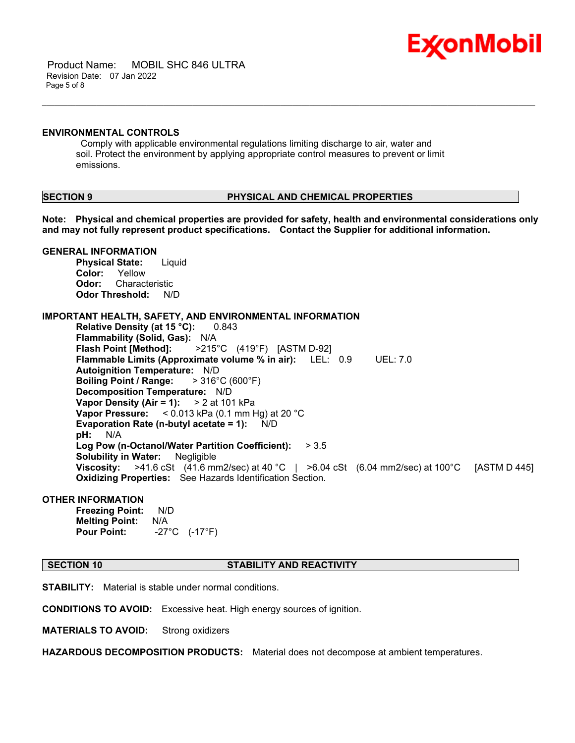### ENVIRONMENTAL CONTROLS

Comply with applicable environmental regulations limiting discharge to air, water and soil. Protect the environment by applying appropriate control measures to prevent or limit emissions.

## SECTION 9 PHYSICAL AND CHEMICAL PROPERTIES

**Note: Physical and chemical properties are provided for safety, health and environmental considerations only and may not fully represent product specifications. Contact the Supplier for additional information.**

### GENERAL INFORMATION

**Physical State:** Liquid
**Color:** Yellow
**Odor:** Characteristic
**Odor Threshold:** N/D

### IMPORTANT HEALTH, SAFETY, AND ENVIRONMENTAL INFORMATION

**Relative Density (at 15 °C):** 0.843
**Flammability (Solid, Gas):** N/A
**Flash Point [Method]:** >215°C (419°F) [ASTM D-92]
**Flammable Limits (Approximate volume % in air):** LEL: 0.9 UEL: 7.0
**Autoignition Temperature:** N/D
**Boiling Point / Range:** > 316°C (600°F)
**Decomposition Temperature:** N/D
**Vapor Density (Air = 1):** > 2 at 101 kPa
**Vapor Pressure:** < 0.013 kPa (0.1 mm Hg) at 20 °C
**Evaporation Rate (n-butyl acetate = 1):** N/D
**pH:** N/A
**Log Pow (n-Octanol/Water Partition Coefficient):** > 3.5
**Solubility in Water:** Negligible
**Viscosity:** >41.6 cSt (41.6 mm2/sec) at 40 °C | >6.04 cSt (6.04 mm2/sec) at 100°C [ASTM D 445]
**Oxidizing Properties:** See Hazards Identification Section.

### OTHER INFORMATION

**Freezing Point:** N/D
**Melting Point:** N/A
**Pour Point:** -27°C (-17°F)

## SECTION 10 STABILITY AND REACTIVITY

**STABILITY:** Material is stable under normal conditions.

**CONDITIONS TO AVOID:** Excessive heat. High energy sources of ignition.

**MATERIALS TO AVOID:** Strong oxidizers

**HAZARDOUS DECOMPOSITION PRODUCTS:** Material does not decompose at ambient temperatures.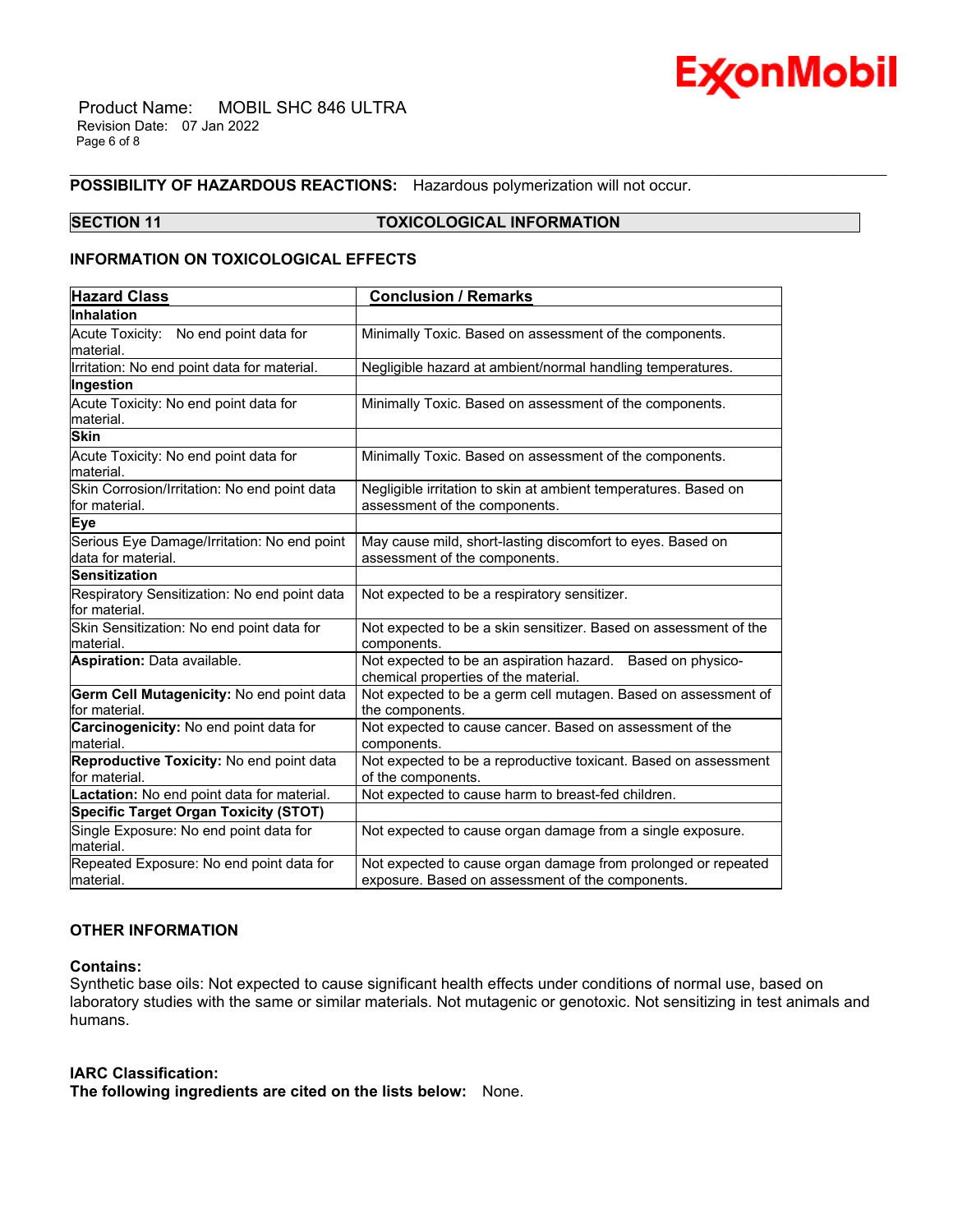**POSSIBILITY OF HAZARDOUS REACTIONS:** Hazardous polymerization will not occur.

## SECTION 11 TOXICOLOGICAL INFORMATION

### INFORMATION ON TOXICOLOGICAL EFFECTS

| Hazard Class | Conclusion / Remarks |
|---|---|
| **Inhalation** | |
| Acute Toxicity: No end point data for material. | Minimally Toxic. Based on assessment of the components. |
| Irritation: No end point data for material. | Negligible hazard at ambient/normal handling temperatures. |
| **Ingestion** | |
| Acute Toxicity: No end point data for material. | Minimally Toxic. Based on assessment of the components. |
| **Skin** | |
| Acute Toxicity: No end point data for material. | Minimally Toxic. Based on assessment of the components. |
| Skin Corrosion/Irritation: No end point data for material. | Negligible irritation to skin at ambient temperatures. Based on assessment of the components. |
| **Eye** | |
| Serious Eye Damage/Irritation: No end point data for material. | May cause mild, short-lasting discomfort to eyes. Based on assessment of the components. |
| **Sensitization** | |
| Respiratory Sensitization: No end point data for material. | Not expected to be a respiratory sensitizer. |
| Skin Sensitization: No end point data for material. | Not expected to be a skin sensitizer. Based on assessment of the components. |
| **Aspiration:** Data available. | Not expected to be an aspiration hazard. Based on physico-chemical properties of the material. |
| **Germ Cell Mutagenicity:** No end point data for material. | Not expected to be a germ cell mutagen. Based on assessment of the components. |
| **Carcinogenicity:** No end point data for material. | Not expected to cause cancer. Based on assessment of the components. |
| **Reproductive Toxicity:** No end point data for material. | Not expected to be a reproductive toxicant. Based on assessment of the components. |
| **Lactation:** No end point data for material. | Not expected to cause harm to breast-fed children. |
| **Specific Target Organ Toxicity (STOT)** | |
| Single Exposure: No end point data for material. | Not expected to cause organ damage from a single exposure. |
| Repeated Exposure: No end point data for material. | Not expected to cause organ damage from prolonged or repeated exposure. Based on assessment of the components. |

### OTHER INFORMATION

**Contains:**
Synthetic base oils: Not expected to cause significant health effects under conditions of normal use, based on laboratory studies with the same or similar materials. Not mutagenic or genotoxic. Not sensitizing in test animals and humans.

**IARC Classification:**
**The following ingredients are cited on the lists below:** None.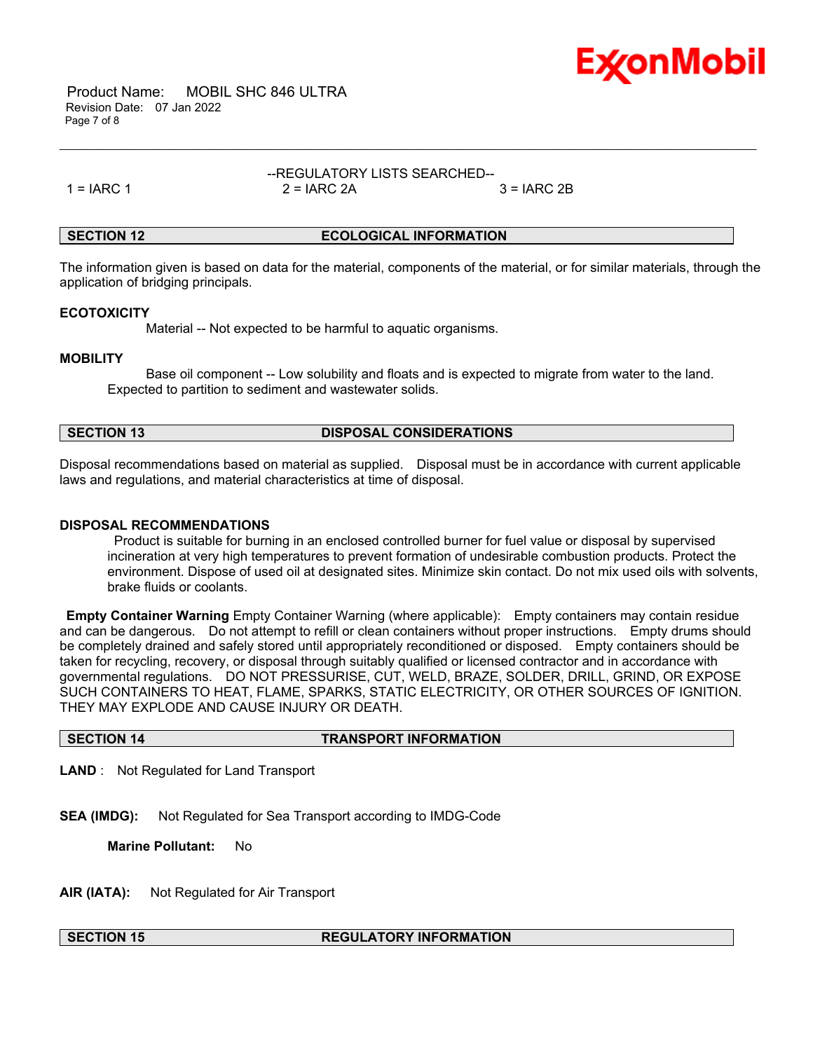--REGULATORY LISTS SEARCHED--

1 = IARC 1 2 = IARC 2A 3 = IARC 2B

## SECTION 12 ECOLOGICAL INFORMATION

The information given is based on data for the material, components of the material, or for similar materials, through the application of bridging principals.

**ECOTOXICITY**

Material -- Not expected to be harmful to aquatic organisms.

**MOBILITY**

Base oil component -- Low solubility and floats and is expected to migrate from water to the land. Expected to partition to sediment and wastewater solids.

## SECTION 13 DISPOSAL CONSIDERATIONS

Disposal recommendations based on material as supplied. Disposal must be in accordance with current applicable laws and regulations, and material characteristics at time of disposal.

**DISPOSAL RECOMMENDATIONS**

Product is suitable for burning in an enclosed controlled burner for fuel value or disposal by supervised incineration at very high temperatures to prevent formation of undesirable combustion products. Protect the environment. Dispose of used oil at designated sites. Minimize skin contact. Do not mix used oils with solvents, brake fluids or coolants.

**Empty Container Warning** Empty Container Warning (where applicable): Empty containers may contain residue and can be dangerous. Do not attempt to refill or clean containers without proper instructions. Empty drums should be completely drained and safely stored until appropriately reconditioned or disposed. Empty containers should be taken for recycling, recovery, or disposal through suitably qualified or licensed contractor and in accordance with governmental regulations. DO NOT PRESSURISE, CUT, WELD, BRAZE, SOLDER, DRILL, GRIND, OR EXPOSE SUCH CONTAINERS TO HEAT, FLAME, SPARKS, STATIC ELECTRICITY, OR OTHER SOURCES OF IGNITION. THEY MAY EXPLODE AND CAUSE INJURY OR DEATH.

## SECTION 14 TRANSPORT INFORMATION

**LAND** : Not Regulated for Land Transport

**SEA (IMDG):** Not Regulated for Sea Transport according to IMDG-Code

**Marine Pollutant:** No

**AIR (IATA):** Not Regulated for Air Transport

## SECTION 15 REGULATORY INFORMATION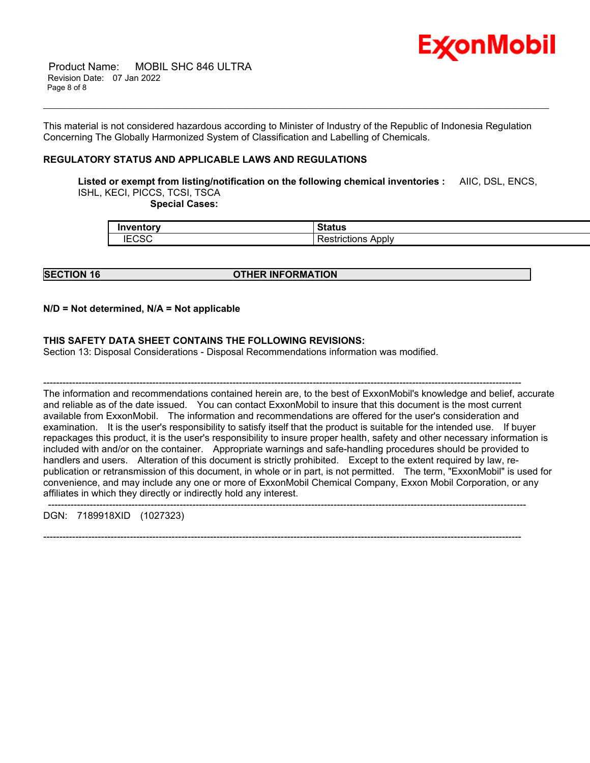This material is not considered hazardous according to Minister of Industry of the Republic of Indonesia Regulation Concerning The Globally Harmonized System of Classification and Labelling of Chemicals.

**REGULATORY STATUS AND APPLICABLE LAWS AND REGULATIONS**

**Listed or exempt from listing/notification on the following chemical inventories :** AIIC, DSL, ENCS, ISHL, KECI, PICCS, TCSI, TSCA

**Special Cases:**

| Inventory | Status |
|---|---|
| IECSC | Restrictions Apply |

## SECTION 16 OTHER INFORMATION

**N/D = Not determined, N/A = Not applicable**

**THIS SAFETY DATA SHEET CONTAINS THE FOLLOWING REVISIONS:**

Section 13: Disposal Considerations - Disposal Recommendations information was modified.

---

The information and recommendations contained herein are, to the best of ExxonMobil's knowledge and belief, accurate and reliable as of the date issued. You can contact ExxonMobil to insure that this document is the most current available from ExxonMobil. The information and recommendations are offered for the user's consideration and examination. It is the user's responsibility to satisfy itself that the product is suitable for the intended use. If buyer repackages this product, it is the user's responsibility to insure proper health, safety and other necessary information is included with and/or on the container. Appropriate warnings and safe-handling procedures should be provided to handlers and users. Alteration of this document is strictly prohibited. Except to the extent required by law, re-publication or retransmission of this document, in whole or in part, is not permitted. The term, "ExxonMobil" is used for convenience, and may include any one or more of ExxonMobil Chemical Company, Exxon Mobil Corporation, or any affiliates in which they directly or indirectly hold any interest.

---

DGN: 7189918XID (1027323)

---